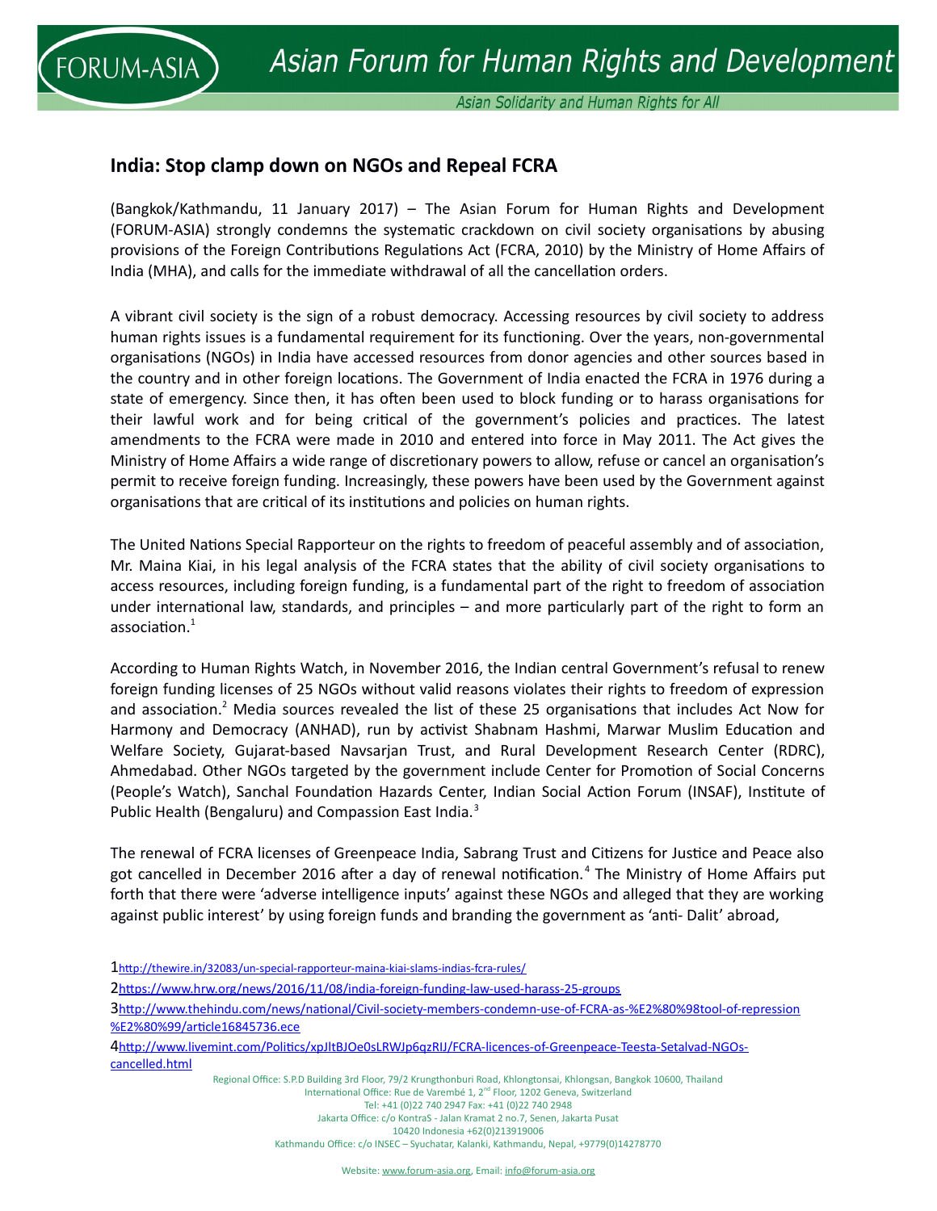# India: Stop clamp down on NGOs and Repeal FCRA

(Bangkok/Kathmandu, 11 January 2017) – The Asian Forum for Human Rights and Development (FORUM-ASIA) strongly condemns the systematic crackdown on civil society organisations by abusing provisions of the Foreign Contributions Regulations Act (FCRA, 2010) by the Ministry of Home Affairs of India (MHA), and calls for the immediate withdrawal of all the cancellation orders.

A vibrant civil society is the sign of a robust democracy. Accessing resources by civil society to address human rights issues is a fundamental requirement for its functioning. Over the years, non-governmental organisations (NGOs) in India have accessed resources from donor agencies and other sources based in the country and in other foreign locations. The Government of India enacted the FCRA in 1976 during a state of emergency. Since then, it has often been used to block funding or to harass organisations for their lawful work and for being critical of the government's policies and practices. The latest amendments to the FCRA were made in 2010 and entered into force in May 2011. The Act gives the Ministry of Home Affairs a wide range of discretionary powers to allow, refuse or cancel an organisation's permit to receive foreign funding. Increasingly, these powers have been used by the Government against organisations that are critical of its institutions and policies on human rights.

The United Nations Special Rapporteur on the rights to freedom of peaceful assembly and of association, Mr. Maina Kiai, in his legal analysis of the FCRA states that the ability of civil society organisations to access resources, including foreign funding, is a fundamental part of the right to freedom of association under international law, standards, and principles – and more particularly part of the right to form an association.[1]

According to Human Rights Watch, in November 2016, the Indian central Government's refusal to renew foreign funding licenses of 25 NGOs without valid reasons violates their rights to freedom of expression and association.[2] Media sources revealed the list of these 25 organisations that includes Act Now for Harmony and Democracy (ANHAD), run by activist Shabnam Hashmi, Marwar Muslim Education and Welfare Society, Gujarat-based Navsarjan Trust, and Rural Development Research Center (RDRC), Ahmedabad. Other NGOs targeted by the government include Center for Promotion of Social Concerns (People's Watch), Sanchal Foundation Hazards Center, Indian Social Action Forum (INSAF), Institute of Public Health (Bengaluru) and Compassion East India.[3]

The renewal of FCRA licenses of Greenpeace India, Sabrang Trust and Citizens for Justice and Peace also got cancelled in December 2016 after a day of renewal notification.[4] The Ministry of Home Affairs put forth that there were 'adverse intelligence inputs' against these NGOs and alleged that they are working against public interest' by using foreign funds and branding the government as 'anti- Dalit' abroad,

---

1 http://thewire.in/32083/un-special-rapporteur-maina-kiai-slams-indias-fcra-rules/

2 https://www.hrw.org/news/2016/11/08/india-foreign-funding-law-used-harass-25-groups

3 http://www.thehindu.com/news/national/Civil-society-members-condemn-use-of-FCRA-as-%E2%80%98tool-of-repression%E2%80%99/article16845736.ece

4 http://www.livemint.com/Politics/xpJltBJOe0sLRWJp6qzRIJ/FCRA-licences-of-Greenpeace-Teesta-Setalvad-NGOs-cancelled.html

Regional Office: S.P.D Building 3rd Floor, 79/2 Krungthonburi Road, Khlongtonsai, Khlongsan, Bangkok 10600, Thailand
International Office: Rue de Varembé 1, 2nd Floor, 1202 Geneva, Switzerland
Tel: +41 (0)22 740 2947 Fax: +41 (0)22 740 2948
Jakarta Office: c/o KontraS - Jalan Kramat 2 no.7, Senen, Jakarta Pusat
10420 Indonesia +62(0)213919006
Kathmandu Office: c/o INSEC – Syuchatar, Kalanki, Kathmandu, Nepal, +9779(0)14278770

Website: www.forum-asia.org, Email: info@forum-asia.org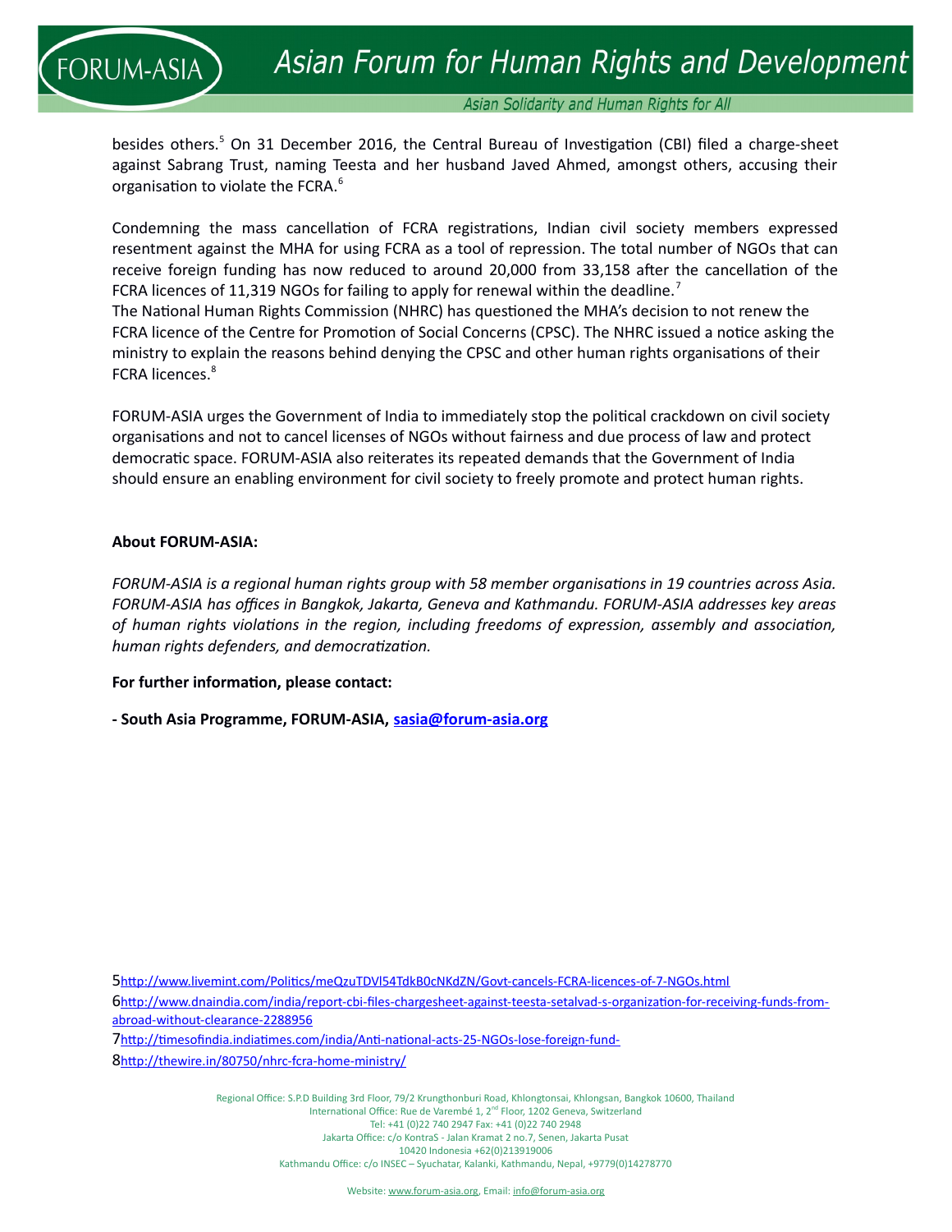besides others.[5] On 31 December 2016, the Central Bureau of Investigation (CBI) filed a charge-sheet against Sabrang Trust, naming Teesta and her husband Javed Ahmed, amongst others, accusing their organisation to violate the FCRA.[6]

Condemning the mass cancellation of FCRA registrations, Indian civil society members expressed resentment against the MHA for using FCRA as a tool of repression. The total number of NGOs that can receive foreign funding has now reduced to around 20,000 from 33,158 after the cancellation of the FCRA licences of 11,319 NGOs for failing to apply for renewal within the deadline.[7]

The National Human Rights Commission (NHRC) has questioned the MHA's decision to not renew the FCRA licence of the Centre for Promotion of Social Concerns (CPSC). The NHRC issued a notice asking the ministry to explain the reasons behind denying the CPSC and other human rights organisations of their FCRA licences.[8]

FORUM-ASIA urges the Government of India to immediately stop the political crackdown on civil society organisations and not to cancel licenses of NGOs without fairness and due process of law and protect democratic space. FORUM-ASIA also reiterates its repeated demands that the Government of India should ensure an enabling environment for civil society to freely promote and protect human rights.

**About FORUM-ASIA:**

*FORUM-ASIA is a regional human rights group with 58 member organisations in 19 countries across Asia. FORUM-ASIA has offices in Bangkok, Jakarta, Geneva and Kathmandu. FORUM-ASIA addresses key areas of human rights violations in the region, including freedoms of expression, assembly and association, human rights defenders, and democratization.*

**For further information, please contact:**

**- South Asia Programme, FORUM-ASIA, sasia@forum-asia.org**

5 http://www.livemint.com/Politics/meQzuTDVl54TdkB0cNKdZN/Govt-cancels-FCRA-licences-of-7-NGOs.html

6 http://www.dnaindia.com/india/report-cbi-files-chargesheet-against-teesta-setalvad-s-organization-for-receiving-funds-from-abroad-without-clearance-2288956

7 http://timesofindia.indiatimes.com/india/Anti-national-acts-25-NGOs-lose-foreign-fund-

8 http://thewire.in/80750/nhrc-fcra-home-ministry/

Regional Office: S.P.D Building 3rd Floor, 79/2 Krungthonburi Road, Khlongtonsai, Khlongsan, Bangkok 10600, Thailand
International Office: Rue de Varembé 1, 2nd Floor, 1202 Geneva, Switzerland
Tel: +41 (0)22 740 2947 Fax: +41 (0)22 740 2948
Jakarta Office: c/o KontraS - Jalan Kramat 2 no.7, Senen, Jakarta Pusat
10420 Indonesia +62(0)213919006
Kathmandu Office: c/o INSEC – Syuchatar, Kalanki, Kathmandu, Nepal, +9779(0)14278770

Website: www.forum-asia.org, Email: info@forum-asia.org